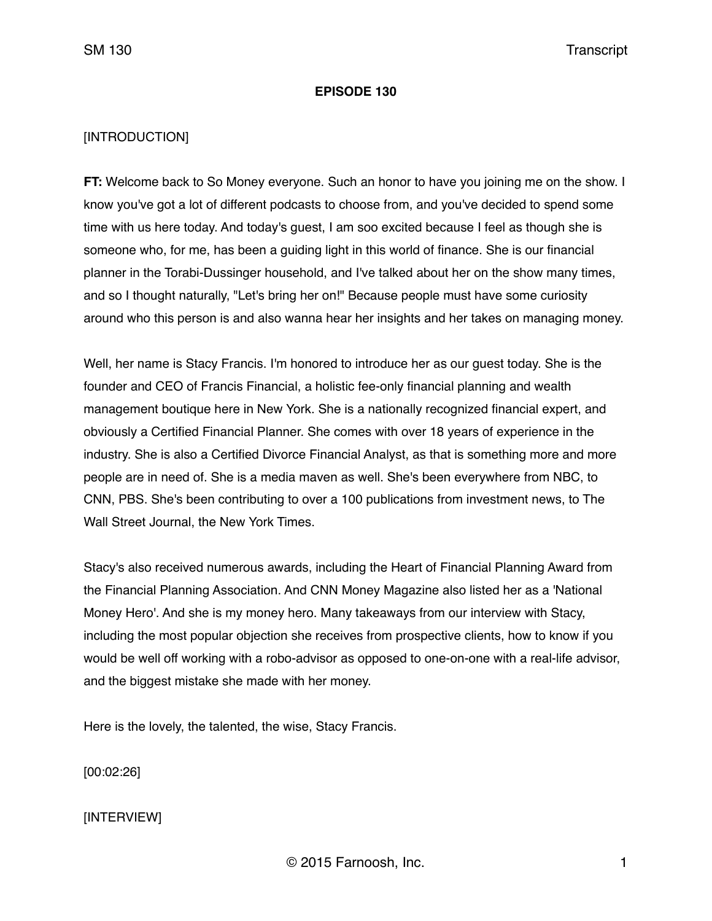**EPISODE 130**

[INTRODUCTION]

**FT:** Welcome back to So Money everyone. Such an honor to have you joining me on the show. I know you've got a lot of different podcasts to choose from, and you've decided to spend some time with us here today. And today's guest, I am soo excited because I feel as though she is someone who, for me, has been a guiding light in this world of finance. She is our financial planner in the Torabi-Dussinger household, and I've talked about her on the show many times, and so I thought naturally, "Let's bring her on!" Because people must have some curiosity around who this person is and also wanna hear her insights and her takes on managing money.

Well, her name is Stacy Francis. I'm honored to introduce her as our guest today. She is the founder and CEO of Francis Financial, a holistic fee-only financial planning and wealth management boutique here in New York. She is a nationally recognized financial expert, and obviously a Certified Financial Planner. She comes with over 18 years of experience in the industry. She is also a Certified Divorce Financial Analyst, as that is something more and more people are in need of. She is a media maven as well. She's been everywhere from NBC, to CNN, PBS. She's been contributing to over a 100 publications from investment news, to The Wall Street Journal, the New York Times.

Stacy's also received numerous awards, including the Heart of Financial Planning Award from the Financial Planning Association. And CNN Money Magazine also listed her as a 'National Money Hero'. And she is my money hero. Many takeaways from our interview with Stacy, including the most popular objection she receives from prospective clients, how to know if you would be well off working with a robo-advisor as opposed to one-on-one with a real-life advisor, and the biggest mistake she made with her money.

Here is the lovely, the talented, the wise, Stacy Francis.

[00:02:26]

[INTERVIEW]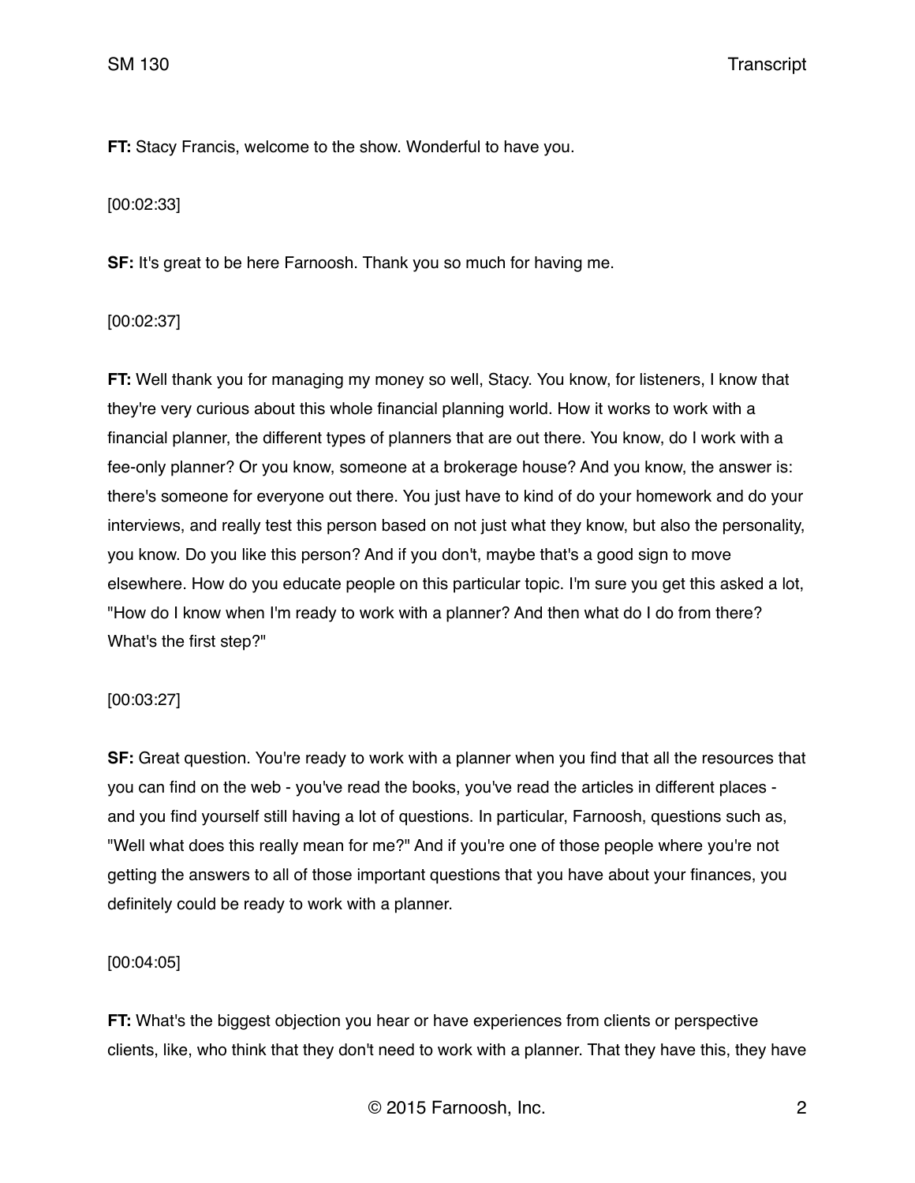**FT:** Stacy Francis, welcome to the show. Wonderful to have you.

[00:02:33]

**SF:** It's great to be here Farnoosh. Thank you so much for having me.

[00:02:37]

**FT:** Well thank you for managing my money so well, Stacy. You know, for listeners, I know that they're very curious about this whole financial planning world. How it works to work with a financial planner, the different types of planners that are out there. You know, do I work with a fee-only planner? Or you know, someone at a brokerage house? And you know, the answer is: there's someone for everyone out there. You just have to kind of do your homework and do your interviews, and really test this person based on not just what they know, but also the personality, you know. Do you like this person? And if you don't, maybe that's a good sign to move elsewhere. How do you educate people on this particular topic. I'm sure you get this asked a lot, "How do I know when I'm ready to work with a planner? And then what do I do from there? What's the first step?"

[00:03:27]

**SF:** Great question. You're ready to work with a planner when you find that all the resources that you can find on the web - you've read the books, you've read the articles in different places - and you find yourself still having a lot of questions. In particular, Farnoosh, questions such as, "Well what does this really mean for me?" And if you're one of those people where you're not getting the answers to all of those important questions that you have about your finances, you definitely could be ready to work with a planner.

[00:04:05]

**FT:** What's the biggest objection you hear or have experiences from clients or perspective clients, like, who think that they don't need to work with a planner. That they have this, they have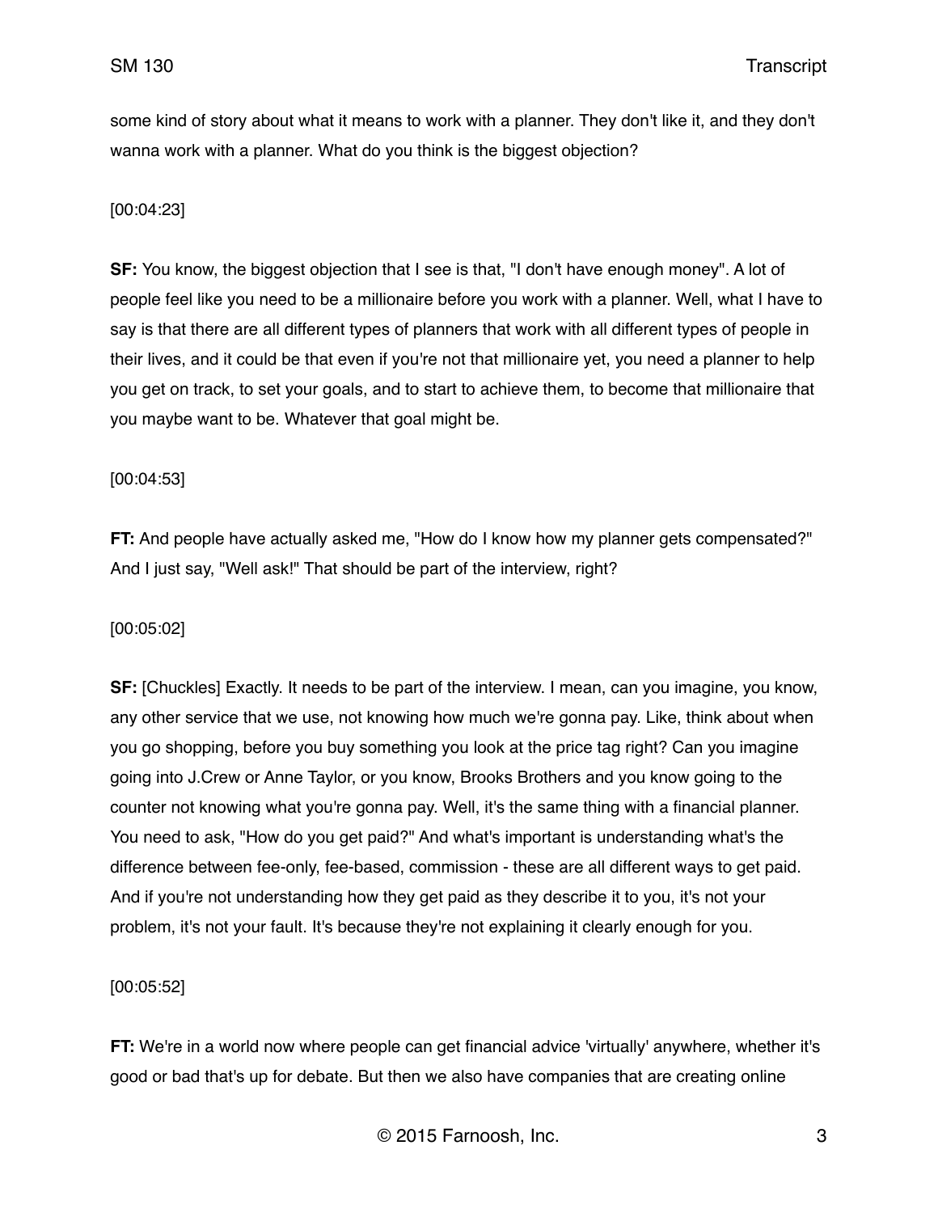some kind of story about what it means to work with a planner. They don't like it, and they don't wanna work with a planner. What do you think is the biggest objection?

[00:04:23]

**SF:** You know, the biggest objection that I see is that, "I don't have enough money". A lot of people feel like you need to be a millionaire before you work with a planner. Well, what I have to say is that there are all different types of planners that work with all different types of people in their lives, and it could be that even if you're not that millionaire yet, you need a planner to help you get on track, to set your goals, and to start to achieve them, to become that millionaire that you maybe want to be. Whatever that goal might be.

[00:04:53]

**FT:** And people have actually asked me, "How do I know how my planner gets compensated?" And I just say, "Well ask!" That should be part of the interview, right?

[00:05:02]

**SF:** [Chuckles] Exactly. It needs to be part of the interview. I mean, can you imagine, you know, any other service that we use, not knowing how much we're gonna pay. Like, think about when you go shopping, before you buy something you look at the price tag right? Can you imagine going into J.Crew or Anne Taylor, or you know, Brooks Brothers and you know going to the counter not knowing what you're gonna pay. Well, it's the same thing with a financial planner. You need to ask, "How do you get paid?" And what's important is understanding what's the difference between fee-only, fee-based, commission - these are all different ways to get paid. And if you're not understanding how they get paid as they describe it to you, it's not your problem, it's not your fault. It's because they're not explaining it clearly enough for you.

[00:05:52]

**FT:** We're in a world now where people can get financial advice 'virtually' anywhere, whether it's good or bad that's up for debate. But then we also have companies that are creating online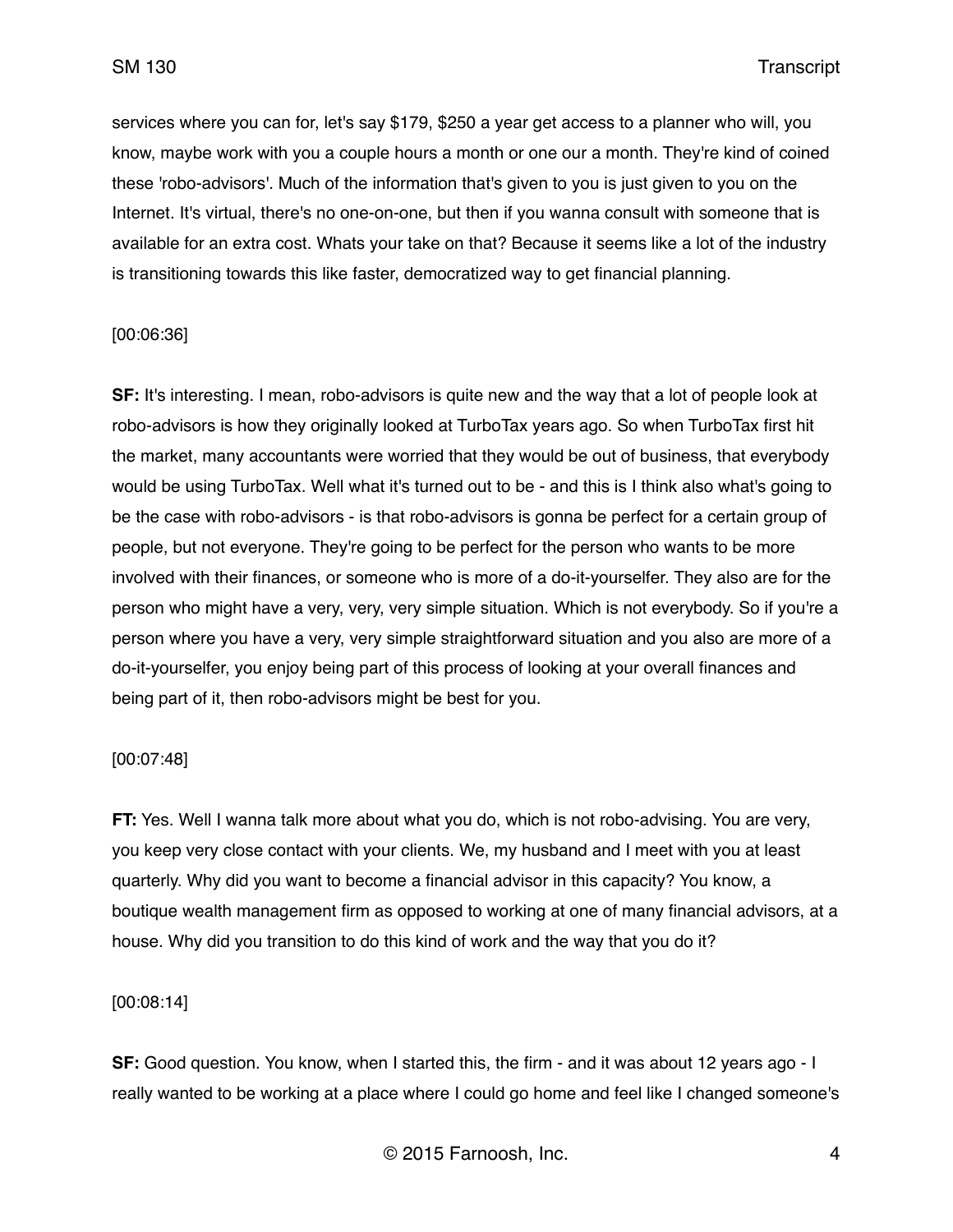services where you can for, let's say $179, $250 a year get access to a planner who will, you know, maybe work with you a couple hours a month or one our a month. They're kind of coined these 'robo-advisors'. Much of the information that's given to you is just given to you on the Internet. It's virtual, there's no one-on-one, but then if you wanna consult with someone that is available for an extra cost. Whats your take on that? Because it seems like a lot of the industry is transitioning towards this like faster, democratized way to get financial planning.

[00:06:36]

**SF:** It's interesting. I mean, robo-advisors is quite new and the way that a lot of people look at robo-advisors is how they originally looked at TurboTax years ago. So when TurboTax first hit the market, many accountants were worried that they would be out of business, that everybody would be using TurboTax. Well what it's turned out to be - and this is I think also what's going to be the case with robo-advisors - is that robo-advisors is gonna be perfect for a certain group of people, but not everyone. They're going to be perfect for the person who wants to be more involved with their finances, or someone who is more of a do-it-yourselfer. They also are for the person who might have a very, very, very simple situation. Which is not everybody. So if you're a person where you have a very, very simple straightforward situation and you also are more of a do-it-yourselfer, you enjoy being part of this process of looking at your overall finances and being part of it, then robo-advisors might be best for you.

[00:07:48]

**FT:** Yes. Well I wanna talk more about what you do, which is not robo-advising. You are very, you keep very close contact with your clients. We, my husband and I meet with you at least quarterly. Why did you want to become a financial advisor in this capacity? You know, a boutique wealth management firm as opposed to working at one of many financial advisors, at a house. Why did you transition to do this kind of work and the way that you do it?

[00:08:14]

**SF:** Good question. You know, when I started this, the firm - and it was about 12 years ago - I really wanted to be working at a place where I could go home and feel like I changed someone's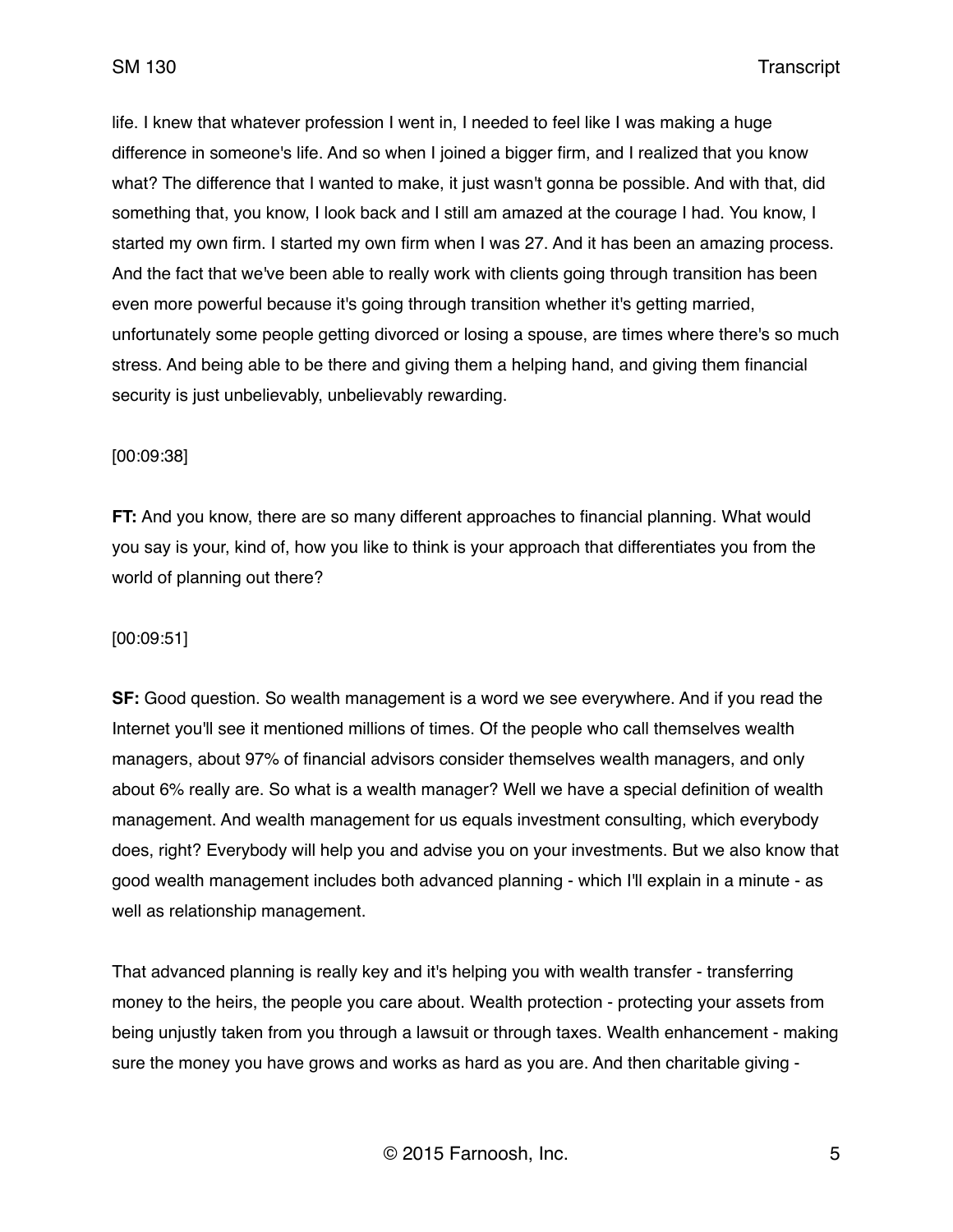life. I knew that whatever profession I went in, I needed to feel like I was making a huge difference in someone's life. And so when I joined a bigger firm, and I realized that you know what? The difference that I wanted to make, it just wasn't gonna be possible. And with that, did something that, you know, I look back and I still am amazed at the courage I had. You know, I started my own firm. I started my own firm when I was 27. And it has been an amazing process. And the fact that we've been able to really work with clients going through transition has been even more powerful because it's going through transition whether it's getting married, unfortunately some people getting divorced or losing a spouse, are times where there's so much stress. And being able to be there and giving them a helping hand, and giving them financial security is just unbelievably, unbelievably rewarding.

[00:09:38]

**FT:** And you know, there are so many different approaches to financial planning. What would you say is your, kind of, how you like to think is your approach that differentiates you from the world of planning out there?

[00:09:51]

**SF:** Good question. So wealth management is a word we see everywhere. And if you read the Internet you'll see it mentioned millions of times. Of the people who call themselves wealth managers, about 97% of financial advisors consider themselves wealth managers, and only about 6% really are. So what is a wealth manager? Well we have a special definition of wealth management. And wealth management for us equals investment consulting, which everybody does, right? Everybody will help you and advise you on your investments. But we also know that good wealth management includes both advanced planning - which I'll explain in a minute - as well as relationship management.

That advanced planning is really key and it's helping you with wealth transfer - transferring money to the heirs, the people you care about. Wealth protection - protecting your assets from being unjustly taken from you through a lawsuit or through taxes. Wealth enhancement - making sure the money you have grows and works as hard as you are. And then charitable giving -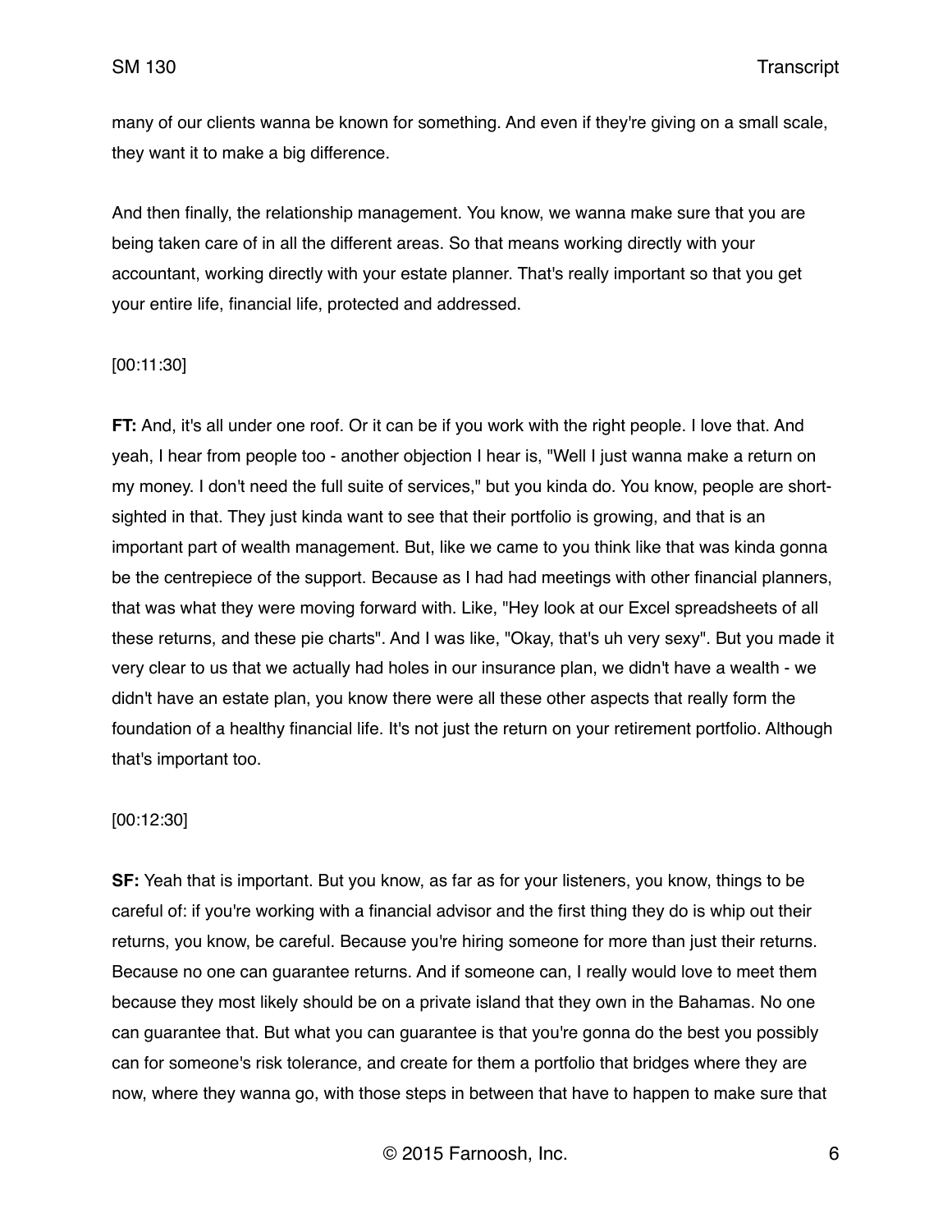many of our clients wanna be known for something. And even if they're giving on a small scale, they want it to make a big difference.

And then finally, the relationship management. You know, we wanna make sure that you are being taken care of in all the different areas. So that means working directly with your accountant, working directly with your estate planner. That's really important so that you get your entire life, financial life, protected and addressed.

[00:11:30]

**FT:** And, it's all under one roof. Or it can be if you work with the right people. I love that. And yeah, I hear from people too - another objection I hear is, "Well I just wanna make a return on my money. I don't need the full suite of services," but you kinda do. You know, people are short-sighted in that. They just kinda want to see that their portfolio is growing, and that is an important part of wealth management. But, like we came to you think like that was kinda gonna be the centrepiece of the support. Because as I had had meetings with other financial planners, that was what they were moving forward with. Like, "Hey look at our Excel spreadsheets of all these returns, and these pie charts". And I was like, "Okay, that's uh very sexy". But you made it very clear to us that we actually had holes in our insurance plan, we didn't have a wealth - we didn't have an estate plan, you know there were all these other aspects that really form the foundation of a healthy financial life. It's not just the return on your retirement portfolio. Although that's important too.

[00:12:30]

**SF:** Yeah that is important. But you know, as far as for your listeners, you know, things to be careful of: if you're working with a financial advisor and the first thing they do is whip out their returns, you know, be careful. Because you're hiring someone for more than just their returns. Because no one can guarantee returns. And if someone can, I really would love to meet them because they most likely should be on a private island that they own in the Bahamas. No one can guarantee that. But what you can guarantee is that you're gonna do the best you possibly can for someone's risk tolerance, and create for them a portfolio that bridges where they are now, where they wanna go, with those steps in between that have to happen to make sure that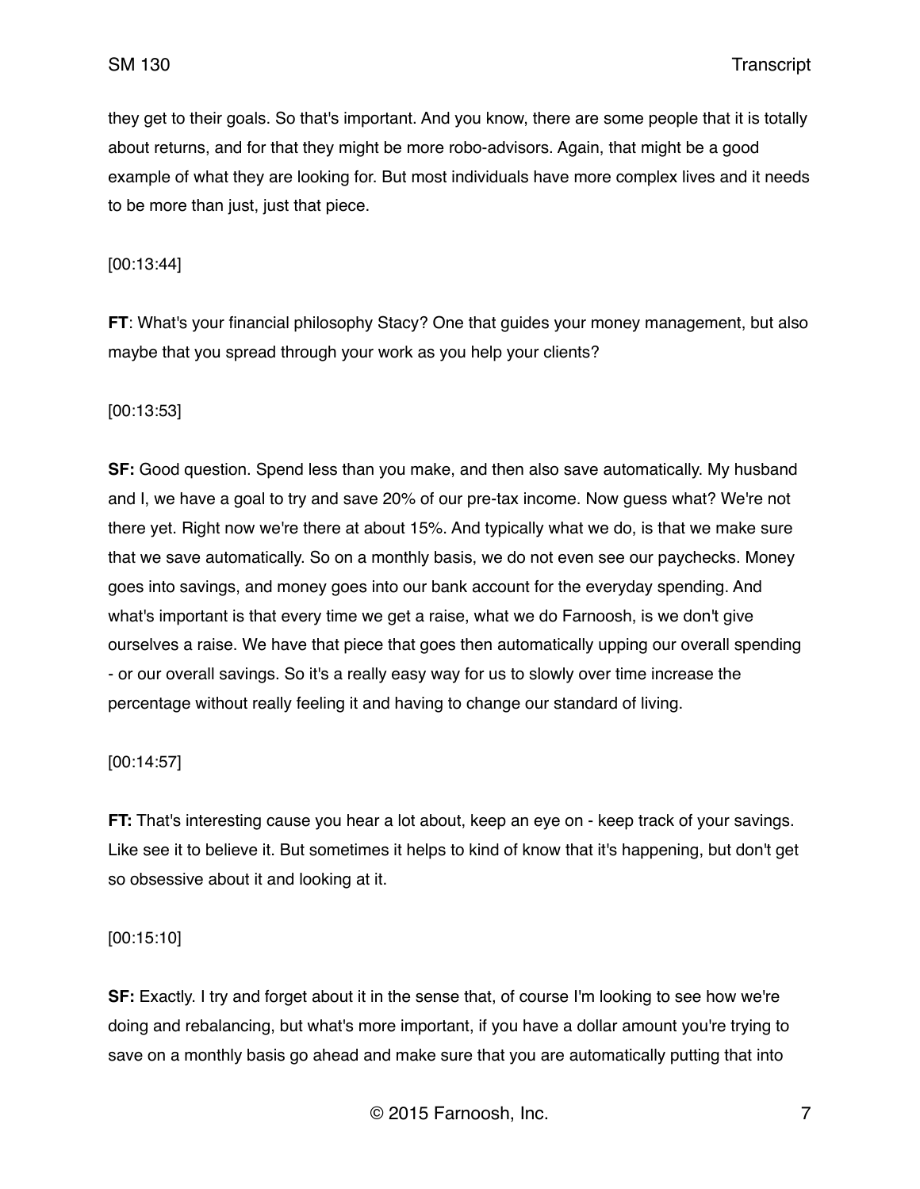they get to their goals. So that's important. And you know, there are some people that it is totally about returns, and for that they might be more robo-advisors. Again, that might be a good example of what they are looking for. But most individuals have more complex lives and it needs to be more than just, just that piece.

[00:13:44]

**FT**: What's your financial philosophy Stacy? One that guides your money management, but also maybe that you spread through your work as you help your clients?

[00:13:53]

**SF:** Good question. Spend less than you make, and then also save automatically. My husband and I, we have a goal to try and save 20% of our pre-tax income. Now guess what? We're not there yet. Right now we're there at about 15%. And typically what we do, is that we make sure that we save automatically. So on a monthly basis, we do not even see our paychecks. Money goes into savings, and money goes into our bank account for the everyday spending. And what's important is that every time we get a raise, what we do Farnoosh, is we don't give ourselves a raise. We have that piece that goes then automatically upping our overall spending - or our overall savings. So it's a really easy way for us to slowly over time increase the percentage without really feeling it and having to change our standard of living.

[00:14:57]

**FT:** That's interesting cause you hear a lot about, keep an eye on - keep track of your savings. Like see it to believe it. But sometimes it helps to kind of know that it's happening, but don't get so obsessive about it and looking at it.

[00:15:10]

**SF:** Exactly. I try and forget about it in the sense that, of course I'm looking to see how we're doing and rebalancing, but what's more important, if you have a dollar amount you're trying to save on a monthly basis go ahead and make sure that you are automatically putting that into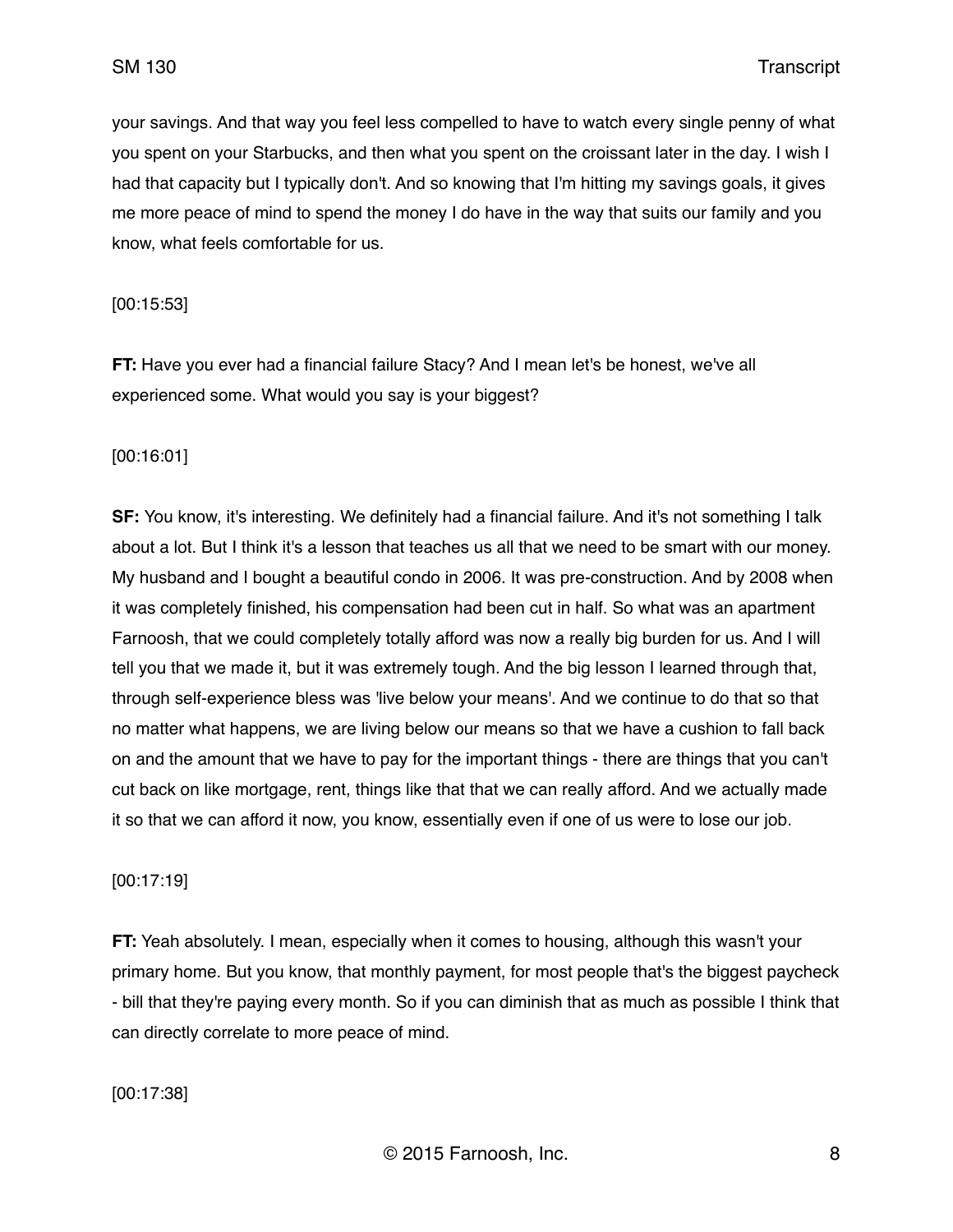your savings. And that way you feel less compelled to have to watch every single penny of what you spent on your Starbucks, and then what you spent on the croissant later in the day. I wish I had that capacity but I typically don't. And so knowing that I'm hitting my savings goals, it gives me more peace of mind to spend the money I do have in the way that suits our family and you know, what feels comfortable for us.

[00:15:53]

**FT:** Have you ever had a financial failure Stacy? And I mean let's be honest, we've all experienced some. What would you say is your biggest?

[00:16:01]

**SF:** You know, it's interesting. We definitely had a financial failure. And it's not something I talk about a lot. But I think it's a lesson that teaches us all that we need to be smart with our money. My husband and I bought a beautiful condo in 2006. It was pre-construction. And by 2008 when it was completely finished, his compensation had been cut in half. So what was an apartment Farnoosh, that we could completely totally afford was now a really big burden for us. And I will tell you that we made it, but it was extremely tough. And the big lesson I learned through that, through self-experience bless was 'live below your means'. And we continue to do that so that no matter what happens, we are living below our means so that we have a cushion to fall back on and the amount that we have to pay for the important things - there are things that you can't cut back on like mortgage, rent, things like that that we can really afford. And we actually made it so that we can afford it now, you know, essentially even if one of us were to lose our job.

[00:17:19]

**FT:** Yeah absolutely. I mean, especially when it comes to housing, although this wasn't your primary home. But you know, that monthly payment, for most people that's the biggest paycheck - bill that they're paying every month. So if you can diminish that as much as possible I think that can directly correlate to more peace of mind.

[00:17:38]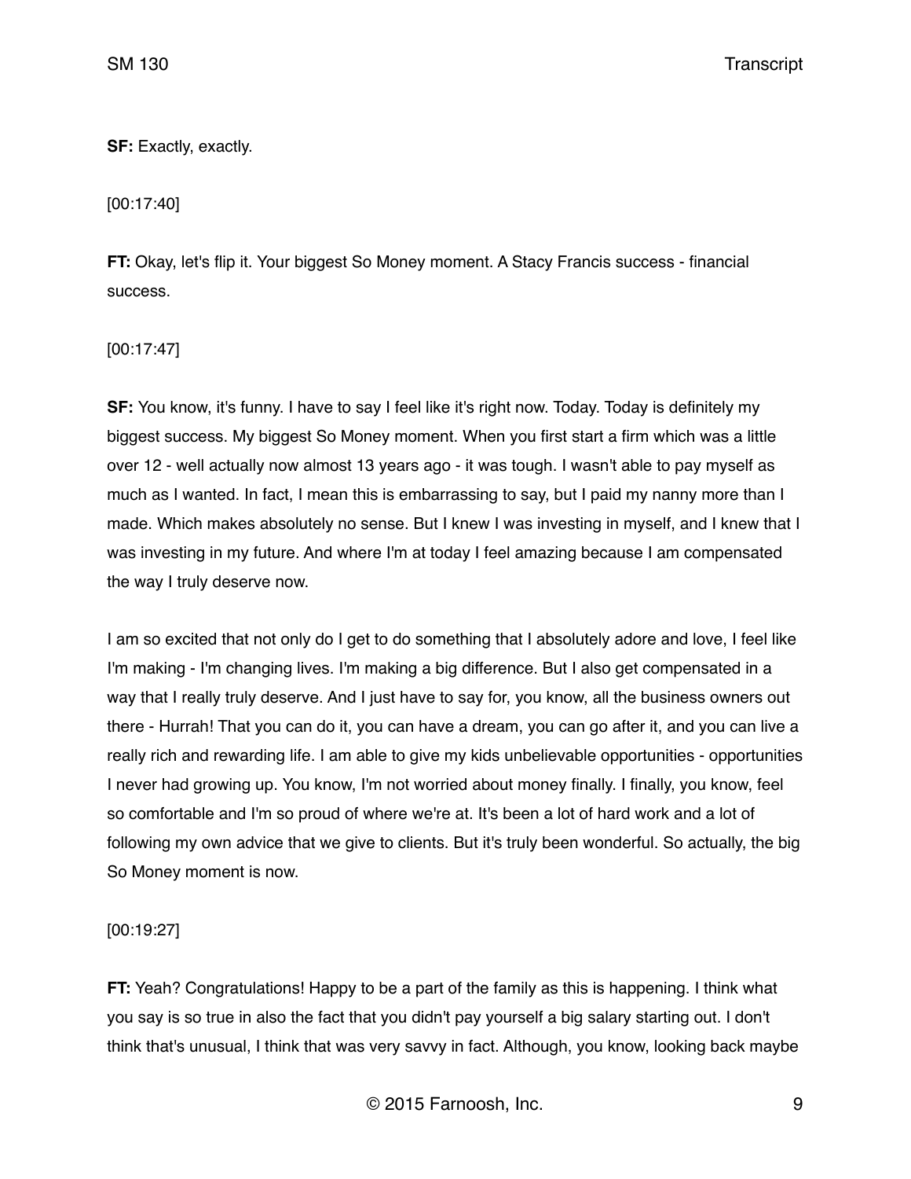**SF:** Exactly, exactly.

[00:17:40]

**FT:** Okay, let's flip it. Your biggest So Money moment. A Stacy Francis success - financial success.

[00:17:47]

**SF:** You know, it's funny. I have to say I feel like it's right now. Today. Today is definitely my biggest success. My biggest So Money moment. When you first start a firm which was a little over 12 - well actually now almost 13 years ago - it was tough. I wasn't able to pay myself as much as I wanted. In fact, I mean this is embarrassing to say, but I paid my nanny more than I made. Which makes absolutely no sense. But I knew I was investing in myself, and I knew that I was investing in my future. And where I'm at today I feel amazing because I am compensated the way I truly deserve now.

I am so excited that not only do I get to do something that I absolutely adore and love, I feel like I'm making - I'm changing lives. I'm making a big difference. But I also get compensated in a way that I really truly deserve. And I just have to say for, you know, all the business owners out there - Hurrah! That you can do it, you can have a dream, you can go after it, and you can live a really rich and rewarding life. I am able to give my kids unbelievable opportunities - opportunities I never had growing up. You know, I'm not worried about money finally. I finally, you know, feel so comfortable and I'm so proud of where we're at. It's been a lot of hard work and a lot of following my own advice that we give to clients. But it's truly been wonderful. So actually, the big So Money moment is now.

[00:19:27]

**FT:** Yeah? Congratulations! Happy to be a part of the family as this is happening. I think what you say is so true in also the fact that you didn't pay yourself a big salary starting out. I don't think that's unusual, I think that was very savvy in fact. Although, you know, looking back maybe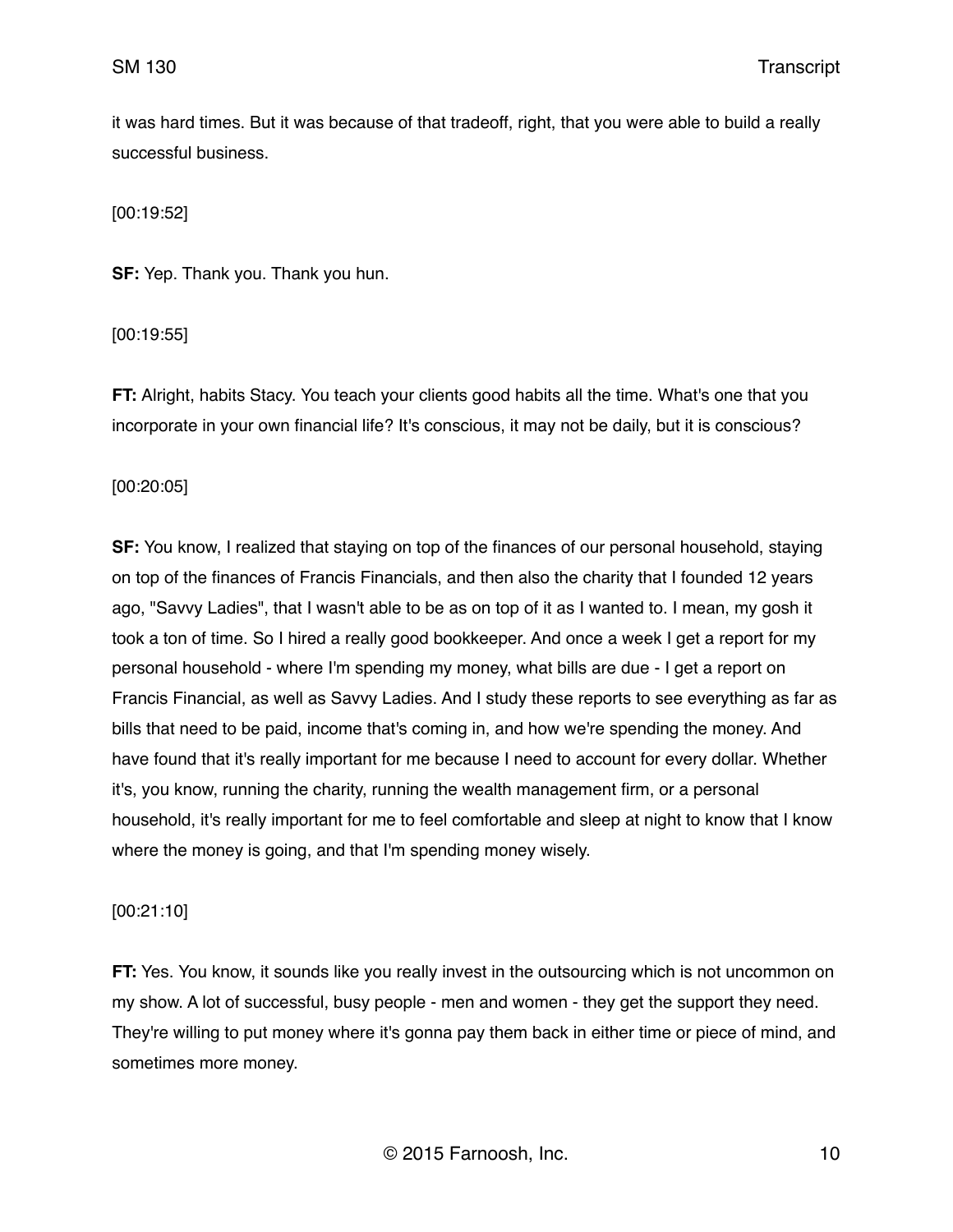it was hard times. But it was because of that tradeoff, right, that you were able to build a really successful business.

[00:19:52]

**SF:** Yep. Thank you. Thank you hun.

[00:19:55]

**FT:** Alright, habits Stacy. You teach your clients good habits all the time. What's one that you incorporate in your own financial life? It's conscious, it may not be daily, but it is conscious?

[00:20:05]

**SF:** You know, I realized that staying on top of the finances of our personal household, staying on top of the finances of Francis Financials, and then also the charity that I founded 12 years ago, "Savvy Ladies", that I wasn't able to be as on top of it as I wanted to. I mean, my gosh it took a ton of time. So I hired a really good bookkeeper. And once a week I get a report for my personal household - where I'm spending my money, what bills are due - I get a report on Francis Financial, as well as Savvy Ladies. And I study these reports to see everything as far as bills that need to be paid, income that's coming in, and how we're spending the money. And have found that it's really important for me because I need to account for every dollar. Whether it's, you know, running the charity, running the wealth management firm, or a personal household, it's really important for me to feel comfortable and sleep at night to know that I know where the money is going, and that I'm spending money wisely.

[00:21:10]

**FT:** Yes. You know, it sounds like you really invest in the outsourcing which is not uncommon on my show. A lot of successful, busy people - men and women - they get the support they need. They're willing to put money where it's gonna pay them back in either time or piece of mind, and sometimes more money.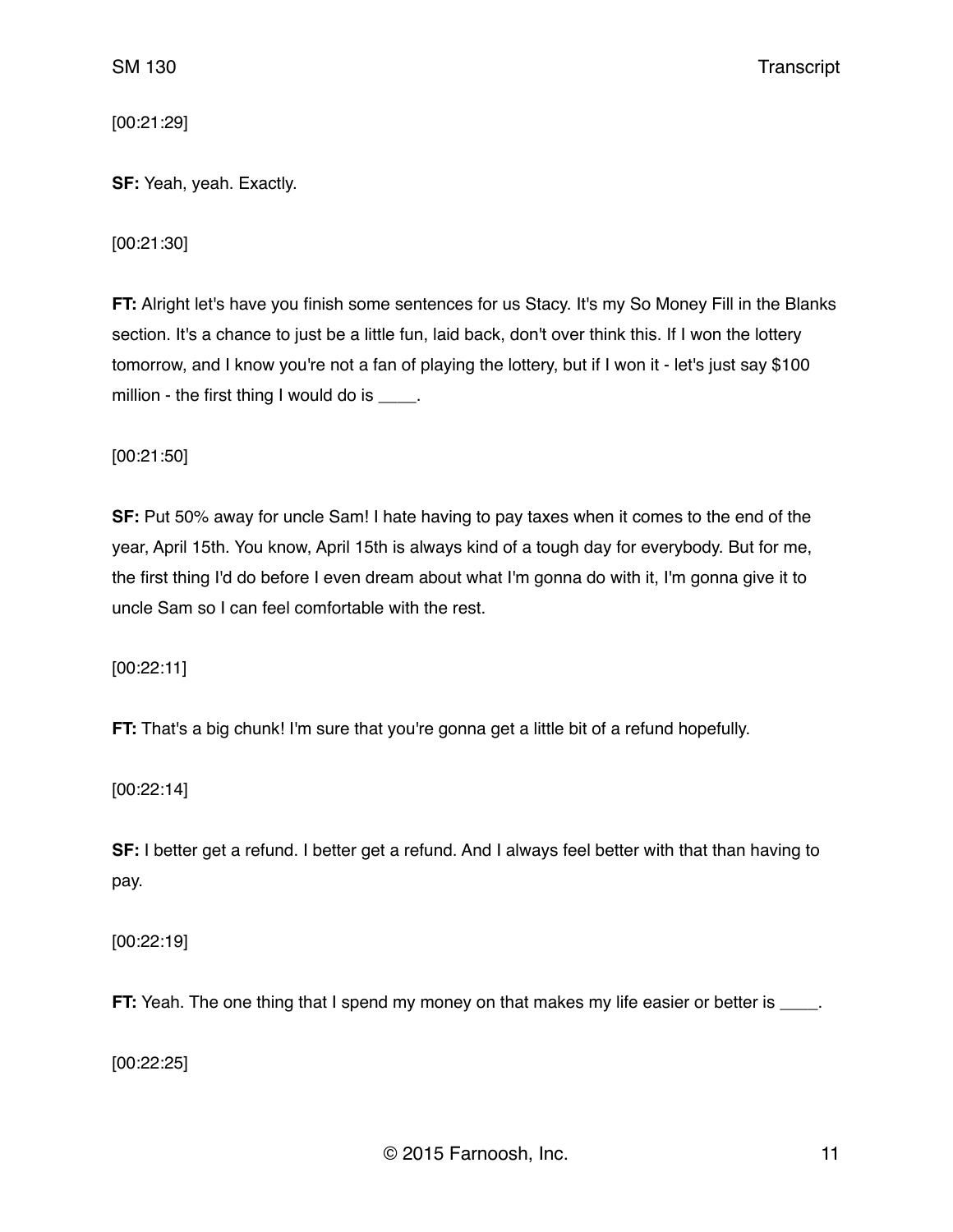[00:21:29]

**SF:** Yeah, yeah. Exactly.

[00:21:30]

**FT:** Alright let's have you finish some sentences for us Stacy. It's my So Money Fill in the Blanks section. It's a chance to just be a little fun, laid back, don't over think this. If I won the lottery tomorrow, and I know you're not a fan of playing the lottery, but if I won it - let's just say $100 million - the first thing I would do is ____.

[00:21:50]

**SF:** Put 50% away for uncle Sam! I hate having to pay taxes when it comes to the end of the year, April 15th. You know, April 15th is always kind of a tough day for everybody. But for me, the first thing I'd do before I even dream about what I'm gonna do with it, I'm gonna give it to uncle Sam so I can feel comfortable with the rest.

[00:22:11]

**FT:** That's a big chunk! I'm sure that you're gonna get a little bit of a refund hopefully.

[00:22:14]

**SF:** I better get a refund. I better get a refund. And I always feel better with that than having to pay.

[00:22:19]

**FT:** Yeah. The one thing that I spend my money on that makes my life easier or better is ____.

[00:22:25]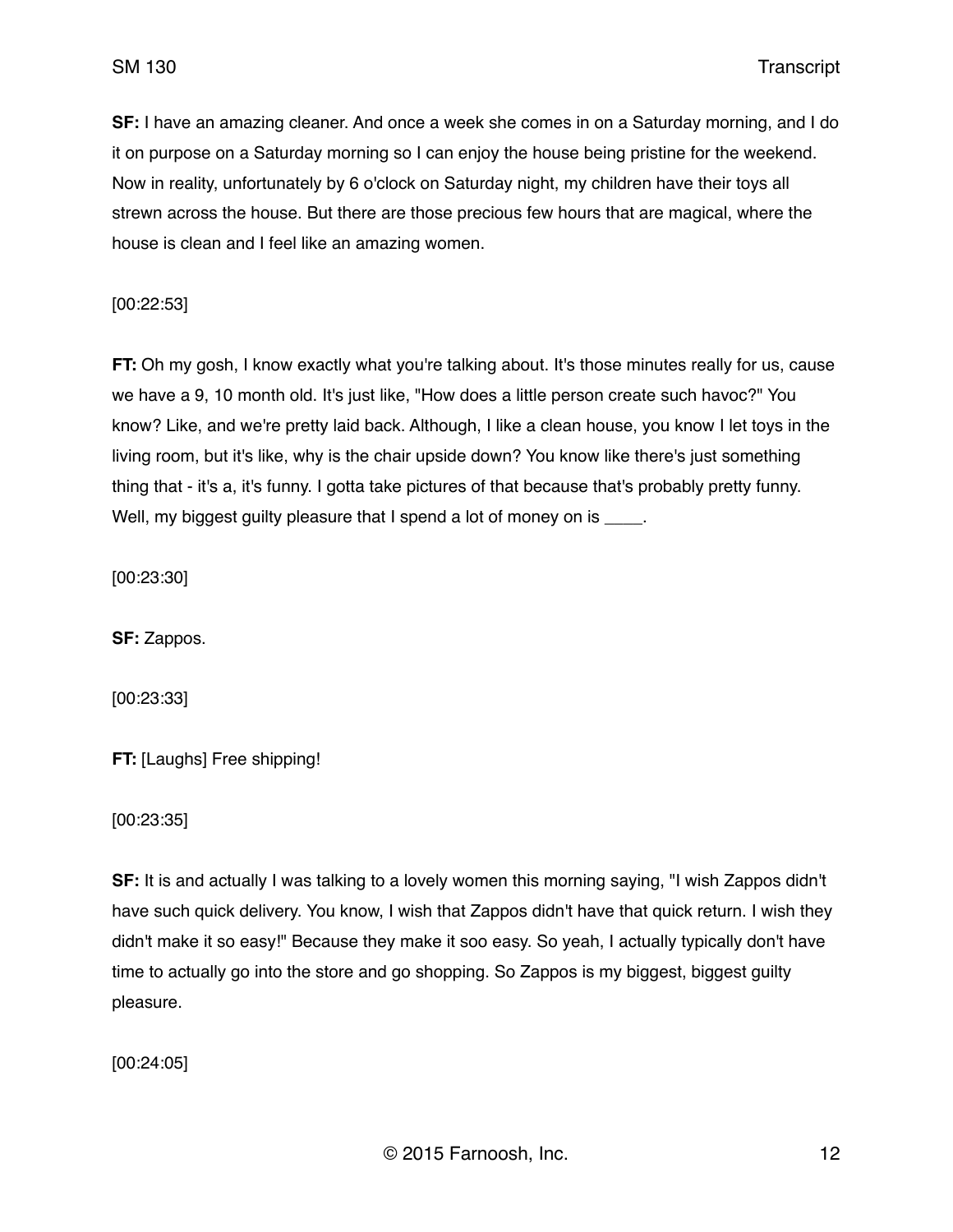**SF:** I have an amazing cleaner. And once a week she comes in on a Saturday morning, and I do it on purpose on a Saturday morning so I can enjoy the house being pristine for the weekend. Now in reality, unfortunately by 6 o'clock on Saturday night, my children have their toys all strewn across the house. But there are those precious few hours that are magical, where the house is clean and I feel like an amazing women.

[00:22:53]

**FT:** Oh my gosh, I know exactly what you're talking about. It's those minutes really for us, cause we have a 9, 10 month old. It's just like, "How does a little person create such havoc?" You know? Like, and we're pretty laid back. Although, I like a clean house, you know I let toys in the living room, but it's like, why is the chair upside down? You know like there's just something thing that - it's a, it's funny. I gotta take pictures of that because that's probably pretty funny. Well, my biggest guilty pleasure that I spend a lot of money on is ____.

[00:23:30]

**SF:** Zappos.

[00:23:33]

**FT:** [Laughs] Free shipping!

[00:23:35]

**SF:** It is and actually I was talking to a lovely women this morning saying, "I wish Zappos didn't have such quick delivery. You know, I wish that Zappos didn't have that quick return. I wish they didn't make it so easy!" Because they make it soo easy. So yeah, I actually typically don't have time to actually go into the store and go shopping. So Zappos is my biggest, biggest guilty pleasure.

[00:24:05]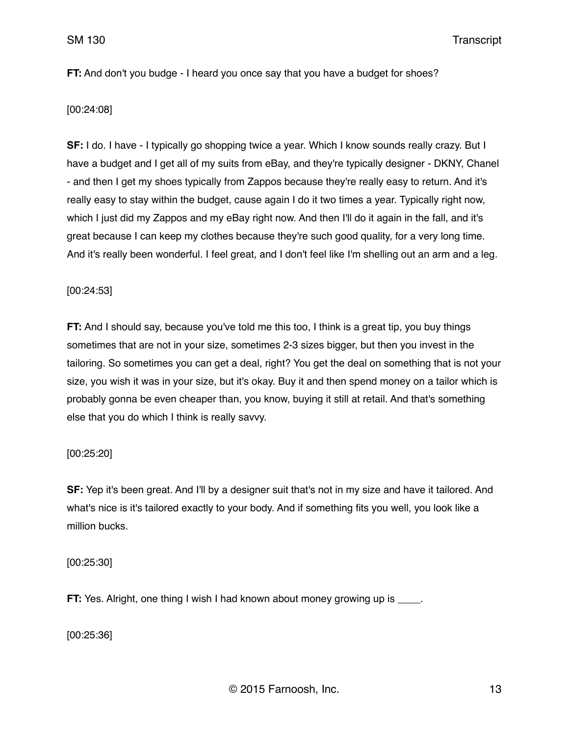**FT:** And don't you budge - I heard you once say that you have a budget for shoes?

[00:24:08]

**SF:** I do. I have - I typically go shopping twice a year. Which I know sounds really crazy. But I have a budget and I get all of my suits from eBay, and they're typically designer - DKNY, Chanel - and then I get my shoes typically from Zappos because they're really easy to return. And it's really easy to stay within the budget, cause again I do it two times a year. Typically right now, which I just did my Zappos and my eBay right now. And then I'll do it again in the fall, and it's great because I can keep my clothes because they're such good quality, for a very long time. And it's really been wonderful. I feel great, and I don't feel like I'm shelling out an arm and a leg.

[00:24:53]

**FT:** And I should say, because you've told me this too, I think is a great tip, you buy things sometimes that are not in your size, sometimes 2-3 sizes bigger, but then you invest in the tailoring. So sometimes you can get a deal, right? You get the deal on something that is not your size, you wish it was in your size, but it's okay. Buy it and then spend money on a tailor which is probably gonna be even cheaper than, you know, buying it still at retail. And that's something else that you do which I think is really savvy.

[00:25:20]

**SF:** Yep it's been great. And I'll by a designer suit that's not in my size and have it tailored. And what's nice is it's tailored exactly to your body. And if something fits you well, you look like a million bucks.

[00:25:30]

**FT:** Yes. Alright, one thing I wish I had known about money growing up is ____.

[00:25:36]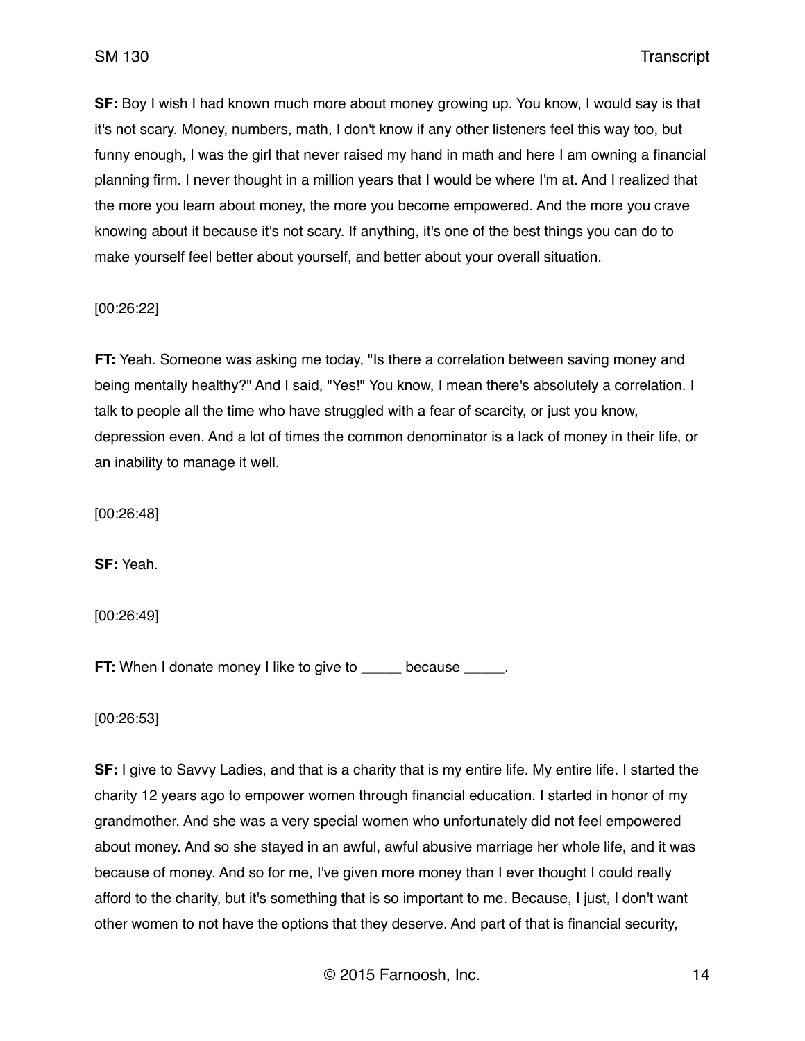**SF:** Boy I wish I had known much more about money growing up. You know, I would say is that it's not scary. Money, numbers, math, I don't know if any other listeners feel this way too, but funny enough, I was the girl that never raised my hand in math and here I am owning a financial planning firm. I never thought in a million years that I would be where I'm at. And I realized that the more you learn about money, the more you become empowered. And the more you crave knowing about it because it's not scary. If anything, it's one of the best things you can do to make yourself feel better about yourself, and better about your overall situation.

[00:26:22]

**FT:** Yeah. Someone was asking me today, "Is there a correlation between saving money and being mentally healthy?" And I said, "Yes!" You know, I mean there's absolutely a correlation. I talk to people all the time who have struggled with a fear of scarcity, or just you know, depression even. And a lot of times the common denominator is a lack of money in their life, or an inability to manage it well.

[00:26:48]

**SF:** Yeah.

[00:26:49]

**FT:** When I donate money I like to give to _____ because _____.

[00:26:53]

**SF:** I give to Savvy Ladies, and that is a charity that is my entire life. My entire life. I started the charity 12 years ago to empower women through financial education. I started in honor of my grandmother. And she was a very special women who unfortunately did not feel empowered about money. And so she stayed in an awful, awful abusive marriage her whole life, and it was because of money. And so for me, I've given more money than I ever thought I could really afford to the charity, but it's something that is so important to me. Because, I just, I don't want other women to not have the options that they deserve. And part of that is financial security,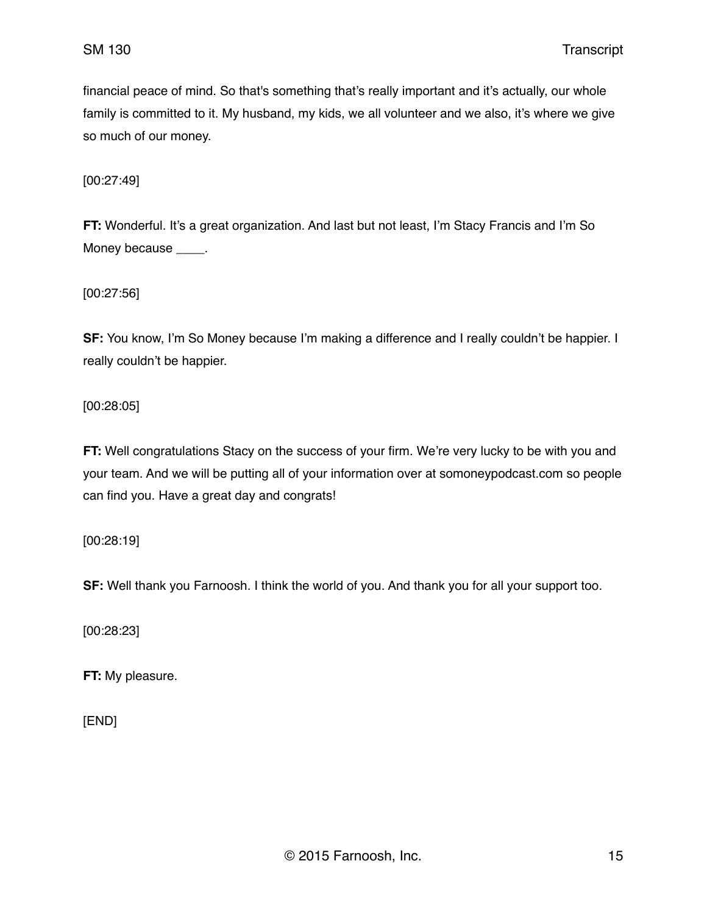financial peace of mind. So that's something that's really important and it's actually, our whole family is committed to it. My husband, my kids, we all volunteer and we also, it's where we give so much of our money.

[00:27:49]

**FT:** Wonderful. It's a great organization. And last but not least, I'm Stacy Francis and I'm So Money because ____.

[00:27:56]

**SF:** You know, I'm So Money because I'm making a difference and I really couldn't be happier. I really couldn't be happier.

[00:28:05]

**FT:** Well congratulations Stacy on the success of your firm. We're very lucky to be with you and your team. And we will be putting all of your information over at somoneypodcast.com so people can find you. Have a great day and congrats!

[00:28:19]

**SF:** Well thank you Farnoosh. I think the world of you. And thank you for all your support too.

[00:28:23]

**FT:** My pleasure.

[END]